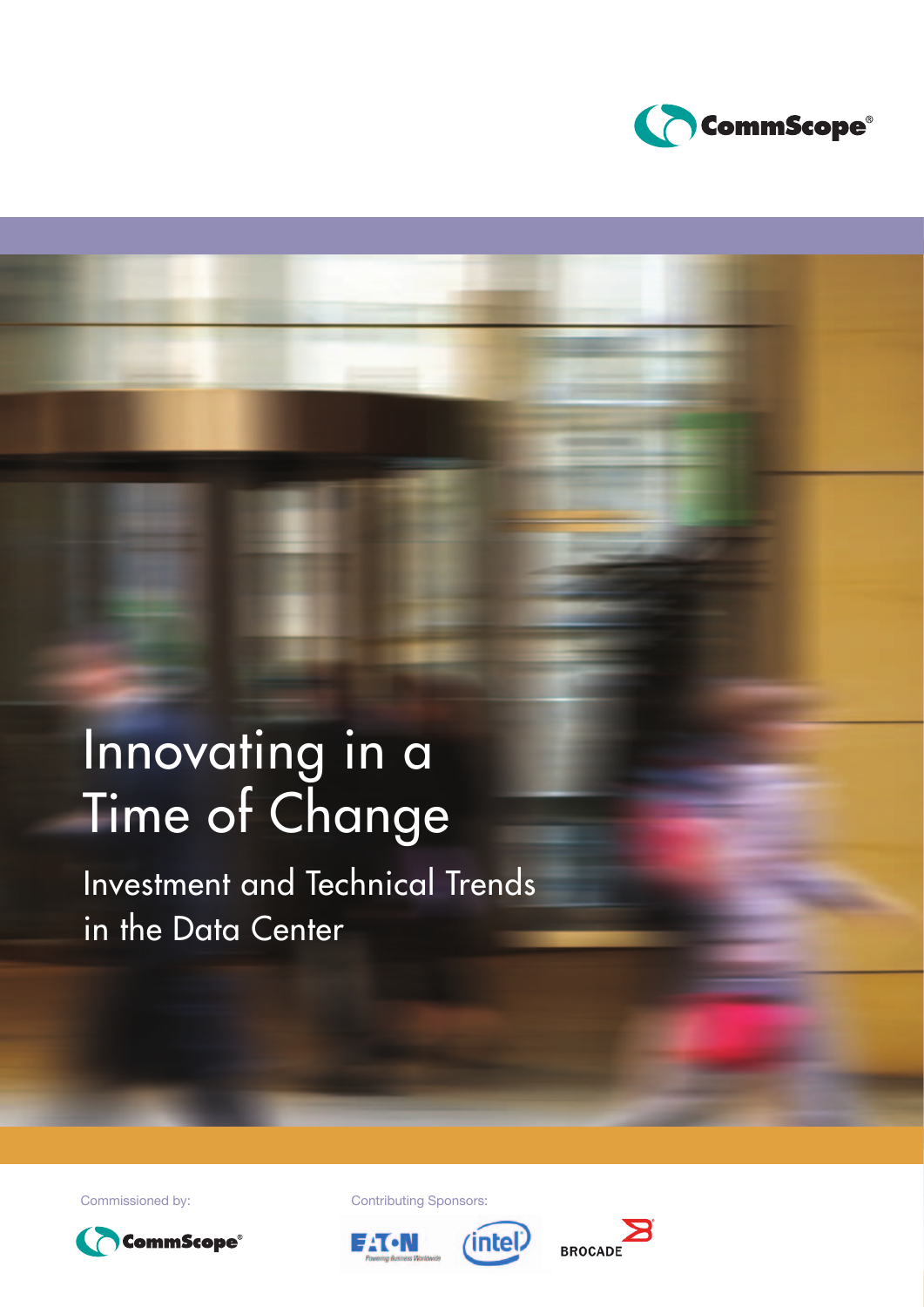CommScope®

# Innovating in a Time of Change

## Investment and Technical Trends in the Data Center

Commissioned by:

CommScope®

Contributing Sponsors:

EATON Powering Business Worldwide

intel

BROCADE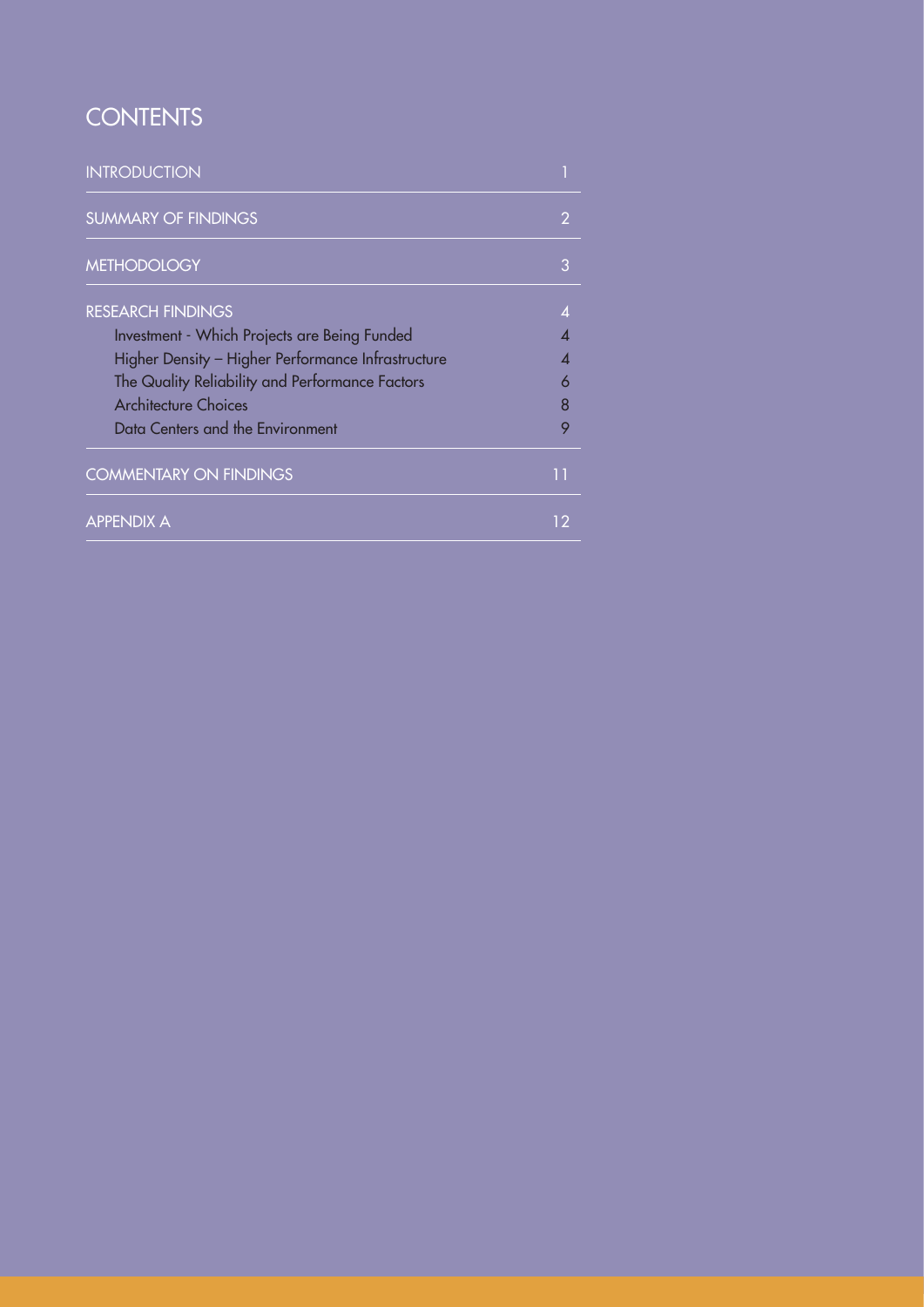# CONTENTS

| | |
|---|---|
| INTRODUCTION | 1 |
| SUMMARY OF FINDINGS | 2 |
| METHODOLOGY | 3 |
| RESEARCH FINDINGS | 4 |
| Investment - Which Projects are Being Funded | 4 |
| Higher Density – Higher Performance Infrastructure | 4 |
| The Quality Reliability and Performance Factors | 6 |
| Architecture Choices | 8 |
| Data Centers and the Environment | 9 |
| COMMENTARY ON FINDINGS | 11 |
| APPENDIX A | 12 |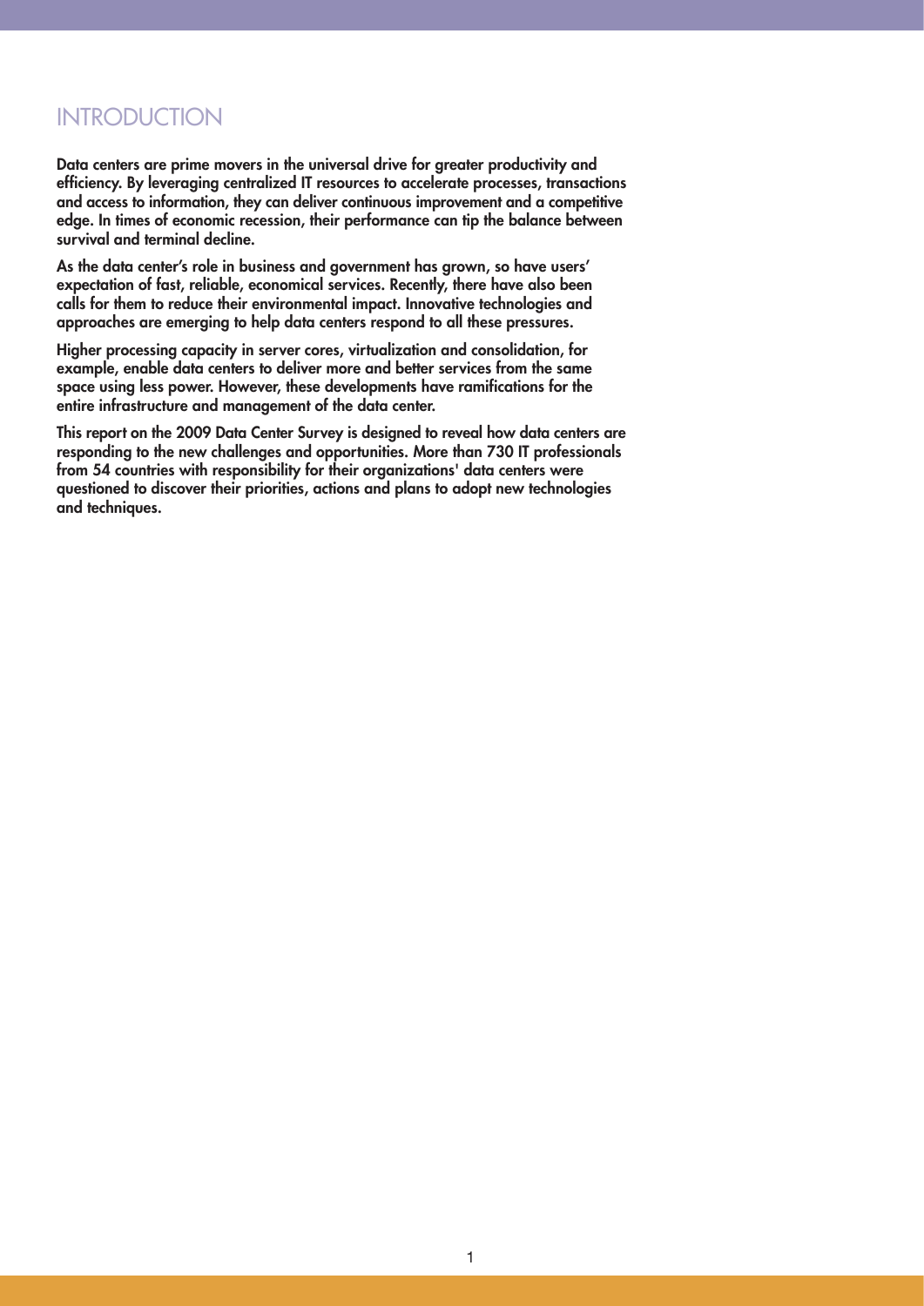# INTRODUCTION

**Data centers are prime movers in the universal drive for greater productivity and efficiency. By leveraging centralized IT resources to accelerate processes, transactions and access to information, they can deliver continuous improvement and a competitive edge. In times of economic recession, their performance can tip the balance between survival and terminal decline.**

**As the data center's role in business and government has grown, so have users' expectation of fast, reliable, economical services. Recently, there have also been calls for them to reduce their environmental impact. Innovative technologies and approaches are emerging to help data centers respond to all these pressures.**

**Higher processing capacity in server cores, virtualization and consolidation, for example, enable data centers to deliver more and better services from the same space using less power. However, these developments have ramifications for the entire infrastructure and management of the data center.**

**This report on the 2009 Data Center Survey is designed to reveal how data centers are responding to the new challenges and opportunities. More than 730 IT professionals from 54 countries with responsibility for their organizations' data centers were questioned to discover their priorities, actions and plans to adopt new technologies and techniques.**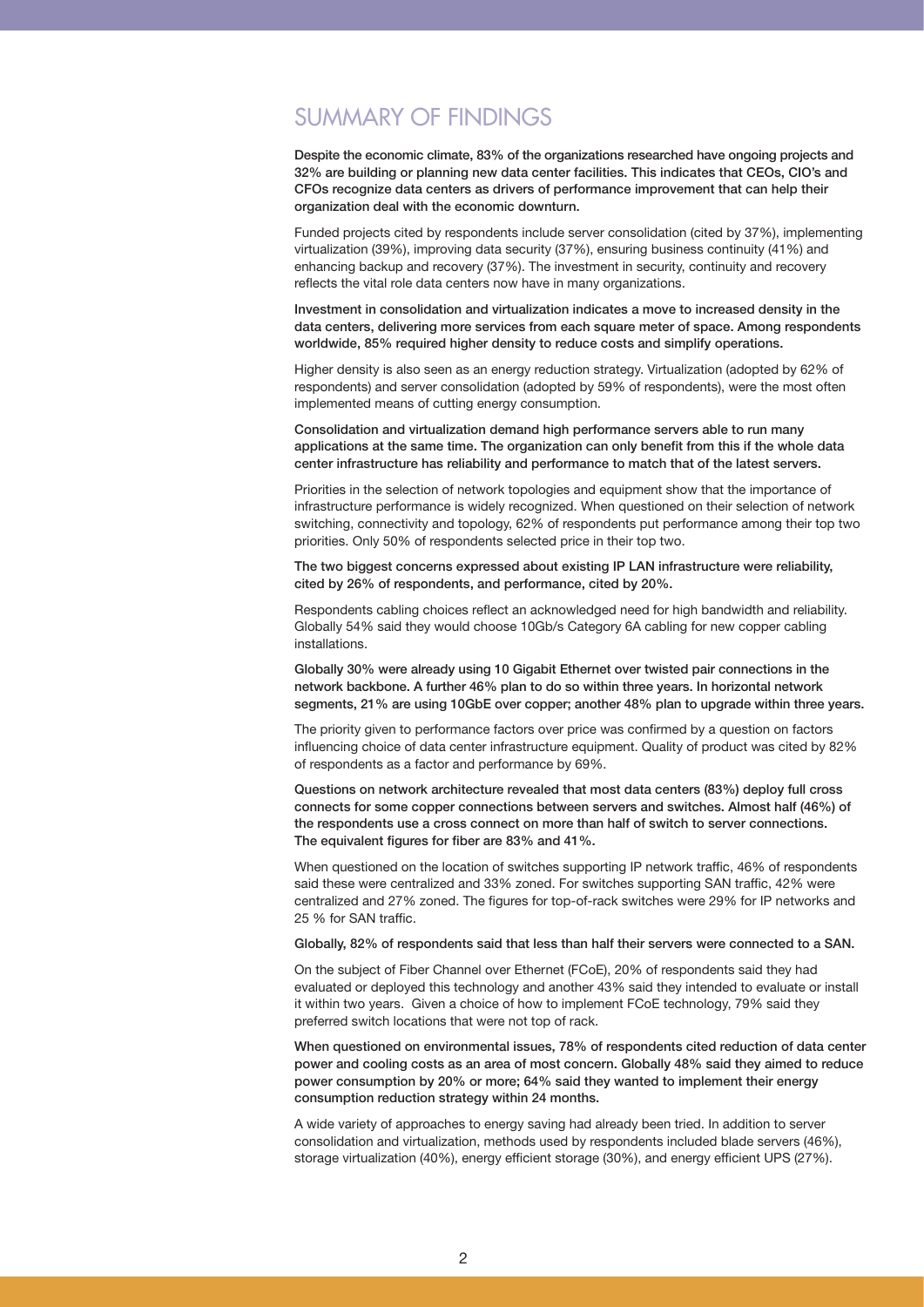# SUMMARY OF FINDINGS

**Despite the economic climate, 83% of the organizations researched have ongoing projects and 32% are building or planning new data center facilities. This indicates that CEOs, CIO's and CFOs recognize data centers as drivers of performance improvement that can help their organization deal with the economic downturn.**

Funded projects cited by respondents include server consolidation (cited by 37%), implementing virtualization (39%), improving data security (37%), ensuring business continuity (41%) and enhancing backup and recovery (37%). The investment in security, continuity and recovery reflects the vital role data centers now have in many organizations.

**Investment in consolidation and virtualization indicates a move to increased density in the data centers, delivering more services from each square meter of space. Among respondents worldwide, 85% required higher density to reduce costs and simplify operations.**

Higher density is also seen as an energy reduction strategy. Virtualization (adopted by 62% of respondents) and server consolidation (adopted by 59% of respondents), were the most often implemented means of cutting energy consumption.

**Consolidation and virtualization demand high performance servers able to run many applications at the same time. The organization can only benefit from this if the whole data center infrastructure has reliability and performance to match that of the latest servers.**

Priorities in the selection of network topologies and equipment show that the importance of infrastructure performance is widely recognized. When questioned on their selection of network switching, connectivity and topology, 62% of respondents put performance among their top two priorities. Only 50% of respondents selected price in their top two.

**The two biggest concerns expressed about existing IP LAN infrastructure were reliability, cited by 26% of respondents, and performance, cited by 20%.**

Respondents cabling choices reflect an acknowledged need for high bandwidth and reliability. Globally 54% said they would choose 10Gb/s Category 6A cabling for new copper cabling installations.

**Globally 30% were already using 10 Gigabit Ethernet over twisted pair connections in the network backbone. A further 46% plan to do so within three years. In horizontal network segments, 21% are using 10GbE over copper; another 48% plan to upgrade within three years.**

The priority given to performance factors over price was confirmed by a question on factors influencing choice of data center infrastructure equipment. Quality of product was cited by 82% of respondents as a factor and performance by 69%.

**Questions on network architecture revealed that most data centers (83%) deploy full cross connects for some copper connections between servers and switches. Almost half (46%) of the respondents use a cross connect on more than half of switch to server connections. The equivalent figures for fiber are 83% and 41%.**

When questioned on the location of switches supporting IP network traffic, 46% of respondents said these were centralized and 33% zoned. For switches supporting SAN traffic, 42% were centralized and 27% zoned. The figures for top-of-rack switches were 29% for IP networks and 25 % for SAN traffic.

**Globally, 82% of respondents said that less than half their servers were connected to a SAN.**

On the subject of Fiber Channel over Ethernet (FCoE), 20% of respondents said they had evaluated or deployed this technology and another 43% said they intended to evaluate or install it within two years. Given a choice of how to implement FCoE technology, 79% said they preferred switch locations that were not top of rack.

**When questioned on environmental issues, 78% of respondents cited reduction of data center power and cooling costs as an area of most concern. Globally 48% said they aimed to reduce power consumption by 20% or more; 64% said they wanted to implement their energy consumption reduction strategy within 24 months.**

A wide variety of approaches to energy saving had already been tried. In addition to server consolidation and virtualization, methods used by respondents included blade servers (46%), storage virtualization (40%), energy efficient storage (30%), and energy efficient UPS (27%).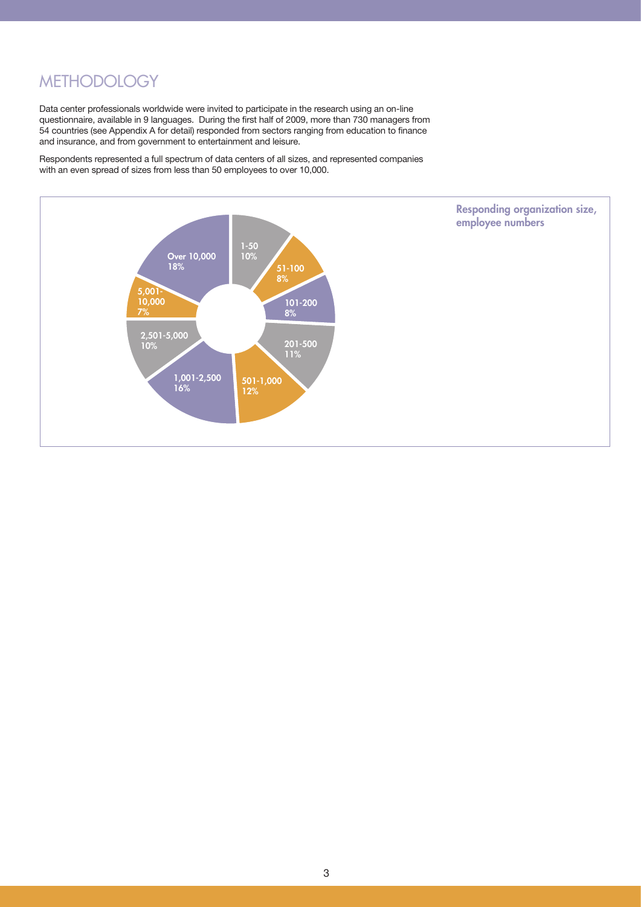# METHODOLOGY

Data center professionals worldwide were invited to participate in the research using an on-line questionnaire, available in 9 languages. During the first half of 2009, more than 730 managers from 54 countries (see Appendix A for detail) responded from sectors ranging from education to finance and insurance, and from government to entertainment and leisure.

Respondents represented a full spectrum of data centers of all sizes, and represented companies with an even spread of sizes from less than 50 employees to over 10,000.

**Responding organization size, employee numbers**

| Employee numbers | Percentage |
|---|---|
| 1-50 | 10% |
| 51-100 | 8% |
| 101-200 | 8% |
| 201-500 | 11% |
| 501-1,000 | 12% |
| 1,001-2,500 | 16% |
| 2,501-5,000 | 10% |
| 5,001-10,000 | 7% |
| Over 10,000 | 18% |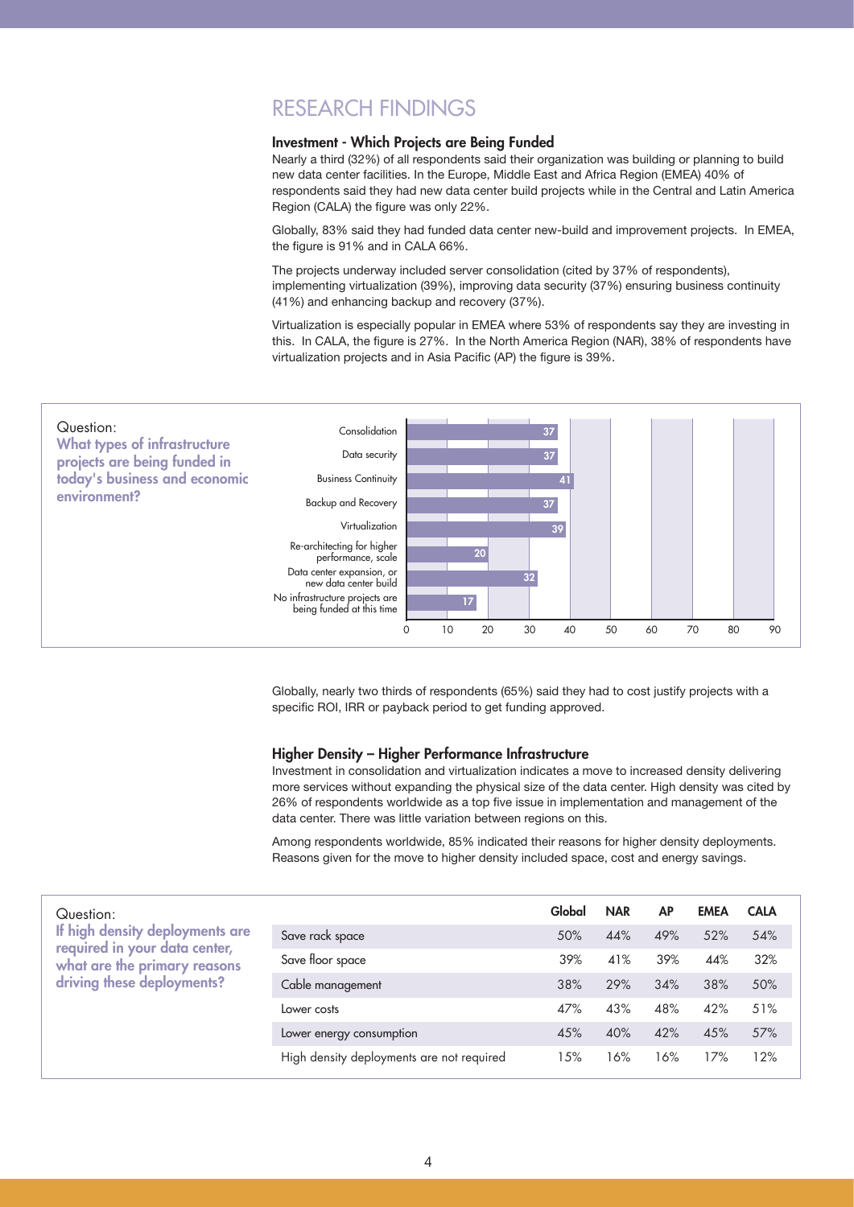# RESEARCH FINDINGS

## Investment - Which Projects are Being Funded

Nearly a third (32%) of all respondents said their organization was building or planning to build new data center facilities. In the Europe, Middle East and Africa Region (EMEA) 40% of respondents said they had new data center build projects while in the Central and Latin America Region (CALA) the figure was only 22%.

Globally, 83% said they had funded data center new-build and improvement projects. In EMEA, the figure is 91% and in CALA 66%.

The projects underway included server consolidation (cited by 37% of respondents), implementing virtualization (39%), improving data security (37%) ensuring business continuity (41%) and enhancing backup and recovery (37%).

Virtualization is especially popular in EMEA where 53% of respondents say they are investing in this. In CALA, the figure is 27%. In the North America Region (NAR), 38% of respondents have virtualization projects and in Asia Pacific (AP) the figure is 39%.

Question:
**What types of infrastructure projects are being funded in today's business and economic environment?**

| Project | % |
|---|---|
| Consolidation | 37 |
| Data security | 37 |
| Business Continuity | 41 |
| Backup and Recovery | 37 |
| Virtualization | 39 |
| Re-architecting for higher performance, scale | 20 |
| Data center expansion, or new data center build | 32 |
| No infrastructure projects are being funded at this time | 17 |

Globally, nearly two thirds of respondents (65%) said they had to cost justify projects with a specific ROI, IRR or payback period to get funding approved.

## Higher Density – Higher Performance Infrastructure

Investment in consolidation and virtualization indicates a move to increased density delivering more services without expanding the physical size of the data center. High density was cited by 26% of respondents worldwide as a top five issue in implementation and management of the data center. There was little variation between regions on this.

Among respondents worldwide, 85% indicated their reasons for higher density deployments. Reasons given for the move to higher density included space, cost and energy savings.

Question:
**If high density deployments are required in your data center, what are the primary reasons driving these deployments?**

| | Global | NAR | AP | EMEA | CALA |
|---|---|---|---|---|---|
| Save rack space | 50% | 44% | 49% | 52% | 54% |
| Save floor space | 39% | 41% | 39% | 44% | 32% |
| Cable management | 38% | 29% | 34% | 38% | 50% |
| Lower costs | 47% | 43% | 48% | 42% | 51% |
| Lower energy consumption | 45% | 40% | 42% | 45% | 57% |
| High density deployments are not required | 15% | 16% | 16% | 17% | 12% |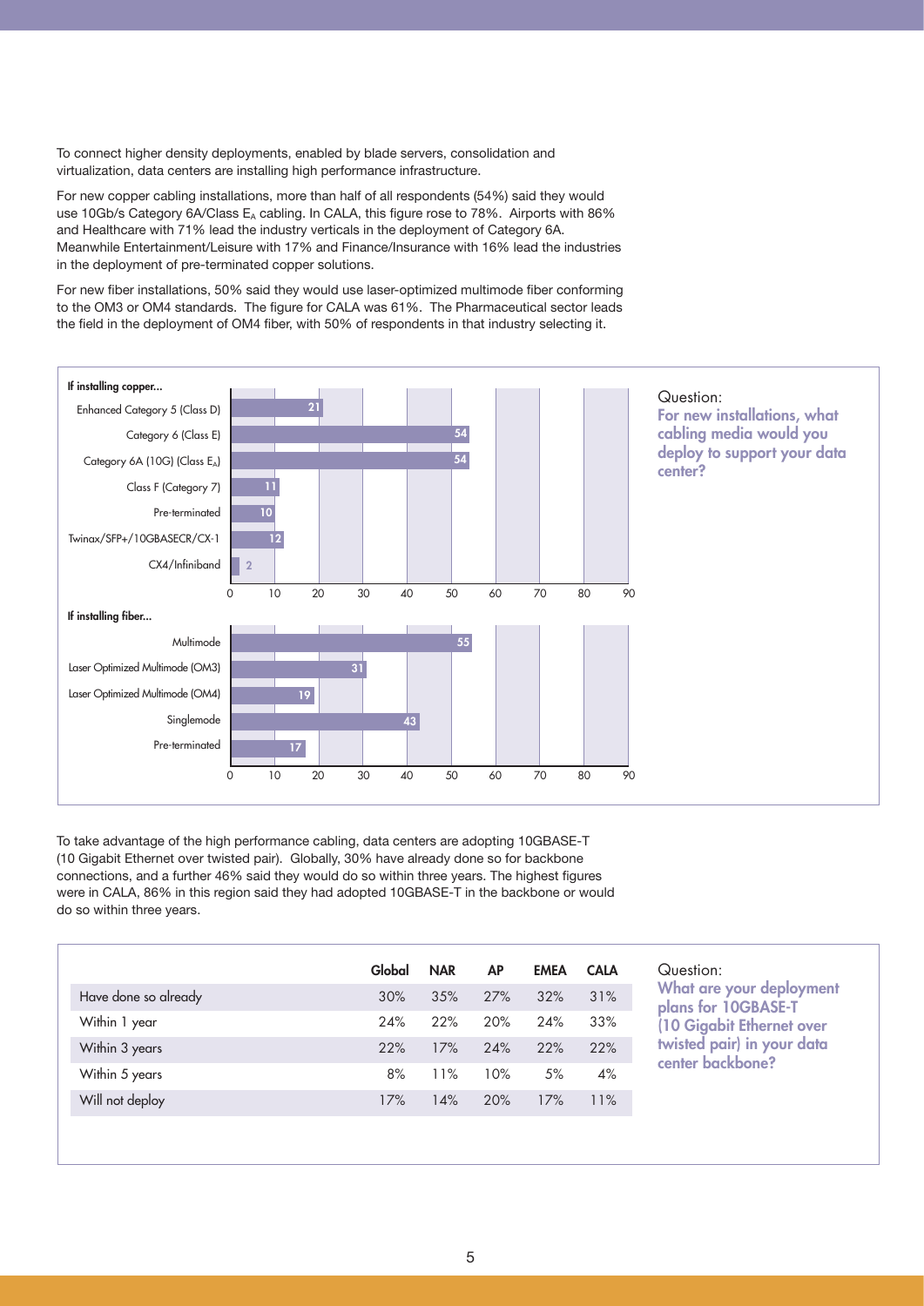To connect higher density deployments, enabled by blade servers, consolidation and virtualization, data centers are installing high performance infrastructure.

For new copper cabling installations, more than half of all respondents (54%) said they would use 10Gb/s Category 6A/Class $E_A$ cabling. In CALA, this figure rose to 78%. Airports with 86% and Healthcare with 71% lead the industry verticals in the deployment of Category 6A. Meanwhile Entertainment/Leisure with 17% and Finance/Insurance with 16% lead the industries in the deployment of pre-terminated copper solutions.

For new fiber installations, 50% said they would use laser-optimized multimode fiber conforming to the OM3 or OM4 standards. The figure for CALA was 61%. The Pharmaceutical sector leads the field in the deployment of OM4 fiber, with 50% of respondents in that industry selecting it.

**If installing copper...**

| Cabling media | % |
|---|---|
| Enhanced Category 5 (Class D) | 21 |
| Category 6 (Class E) | 54 |
| Category 6A (10G) (Class $E_A$) | 54 |
| Class F (Category 7) | 11 |
| Pre-terminated | 10 |
| Twinax/SFP+/10GBASECR/CX-1 | 12 |
| CX4/Infiniband | 2 |

**If installing fiber...**

| Cabling media | % |
|---|---|
| Multimode | 55 |
| Laser Optimized Multimode (OM3) | 31 |
| Laser Optimized Multimode (OM4) | 19 |
| Singlemode | 43 |
| Pre-terminated | 17 |

Question:
**For new installations, what cabling media would you deploy to support your data center?**

To take advantage of the high performance cabling, data centers are adopting 10GBASE-T (10 Gigabit Ethernet over twisted pair). Globally, 30% have already done so for backbone connections, and a further 46% said they would do so within three years. The highest figures were in CALA, 86% in this region said they had adopted 10GBASE-T in the backbone or would do so within three years.

| | Global | NAR | AP | EMEA | CALA |
|---|---|---|---|---|---|
| Have done so already | 30% | 35% | 27% | 32% | 31% |
| Within 1 year | 24% | 22% | 20% | 24% | 33% |
| Within 3 years | 22% | 17% | 24% | 22% | 22% |
| Within 5 years | 8% | 11% | 10% | 5% | 4% |
| Will not deploy | 17% | 14% | 20% | 17% | 11% |

Question:
**What are your deployment plans for 10GBASE-T (10 Gigabit Ethernet over twisted pair) in your data center backbone?**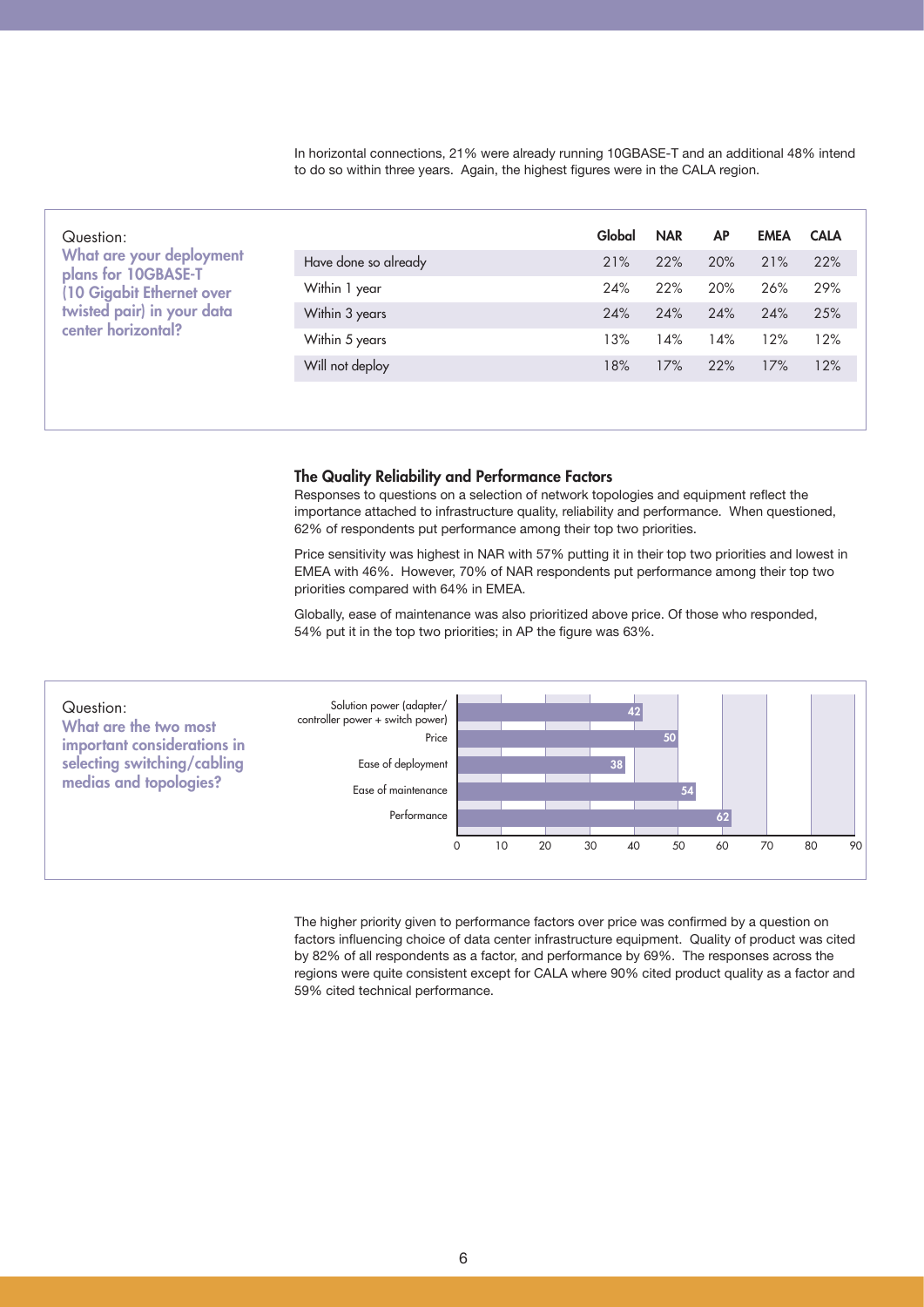In horizontal connections, 21% were already running 10GBASE-T and an additional 48% intend to do so within three years. Again, the highest figures were in the CALA region.

Question:
**What are your deployment plans for 10GBASE-T (10 Gigabit Ethernet over twisted pair) in your data center horizontal?**

| | Global | NAR | AP | EMEA | CALA |
|---|---|---|---|---|---|
| Have done so already | 21% | 22% | 20% | 21% | 22% |
| Within 1 year | 24% | 22% | 20% | 26% | 29% |
| Within 3 years | 24% | 24% | 24% | 24% | 25% |
| Within 5 years | 13% | 14% | 14% | 12% | 12% |
| Will not deploy | 18% | 17% | 22% | 17% | 12% |

### The Quality Reliability and Performance Factors

Responses to questions on a selection of network topologies and equipment reflect the importance attached to infrastructure quality, reliability and performance. When questioned, 62% of respondents put performance among their top two priorities.

Price sensitivity was highest in NAR with 57% putting it in their top two priorities and lowest in EMEA with 46%. However, 70% of NAR respondents put performance among their top two priorities compared with 64% in EMEA.

Globally, ease of maintenance was also prioritized above price. Of those who responded, 54% put it in the top two priorities; in AP the figure was 63%.

Question:
**What are the two most important considerations in selecting switching/cabling medias and topologies?**

| Consideration | Value |
|---|---|
| Solution power (adapter/controller power + switch power) | 42 |
| Price | 50 |
| Ease of deployment | 38 |
| Ease of maintenance | 54 |
| Performance | 62 |

The higher priority given to performance factors over price was confirmed by a question on factors influencing choice of data center infrastructure equipment. Quality of product was cited by 82% of all respondents as a factor, and performance by 69%. The responses across the regions were quite consistent except for CALA where 90% cited product quality as a factor and 59% cited technical performance.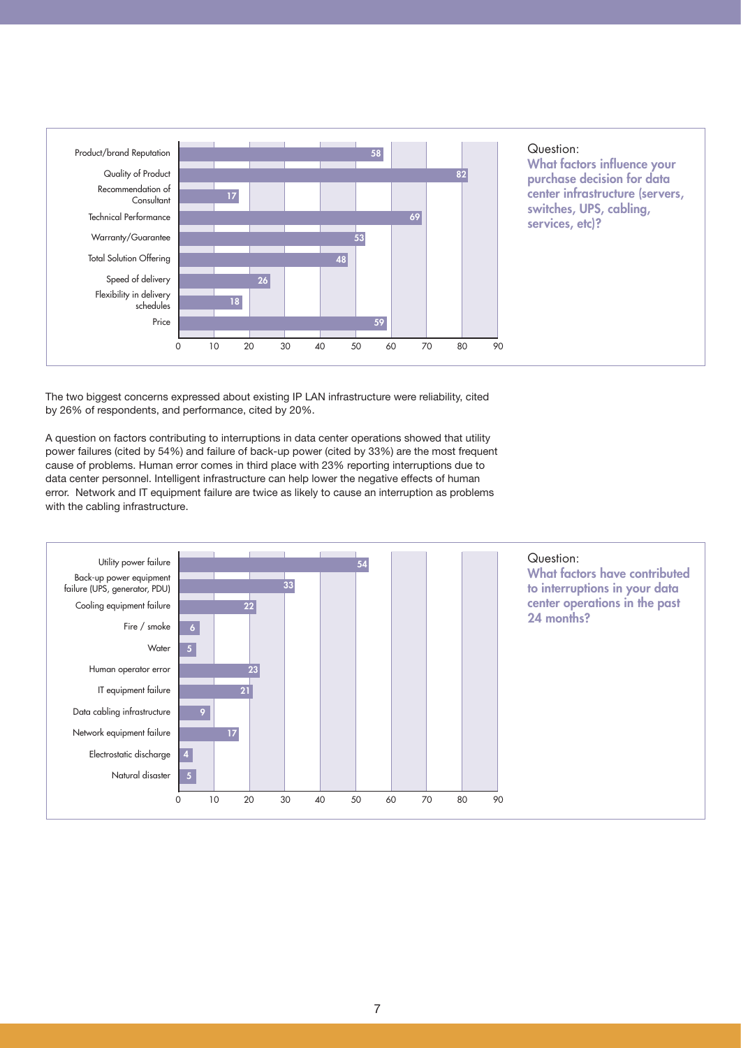Question:

**What factors influence your purchase decision for data center infrastructure (servers, switches, UPS, cabling, services, etc)?**

| Factor | Value |
|---|---|
| Product/brand Reputation | 58 |
| Quality of Product | 82 |
| Recommendation of Consultant | 17 |
| Technical Performance | 69 |
| Warranty/Guarantee | 53 |
| Total Solution Offering | 48 |
| Speed of delivery | 26 |
| Flexibility in delivery schedules | 18 |
| Price | 59 |

The two biggest concerns expressed about existing IP LAN infrastructure were reliability, cited by 26% of respondents, and performance, cited by 20%.

A question on factors contributing to interruptions in data center operations showed that utility power failures (cited by 54%) and failure of back-up power (cited by 33%) are the most frequent cause of problems. Human error comes in third place with 23% reporting interruptions due to data center personnel. Intelligent infrastructure can help lower the negative effects of human error. Network and IT equipment failure are twice as likely to cause an interruption as problems with the cabling infrastructure.

Question:

**What factors have contributed to interruptions in your data center operations in the past 24 months?**

| Factor | Value |
|---|---|
| Utility power failure | 54 |
| Back-up power equipment failure (UPS, generator, PDU) | 33 |
| Cooling equipment failure | 22 |
| Fire / smoke | 6 |
| Water | 5 |
| Human operator error | 23 |
| IT equipment failure | 21 |
| Data cabling infrastructure | 9 |
| Network equipment failure | 17 |
| Electrostatic discharge | 4 |
| Natural disaster | 5 |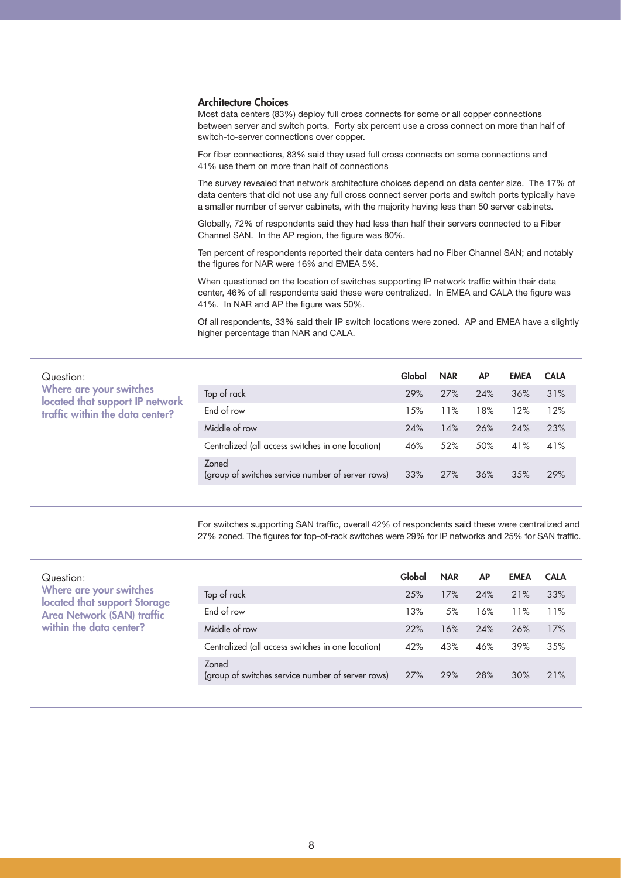### Architecture Choices

Most data centers (83%) deploy full cross connects for some or all copper connections between server and switch ports. Forty six percent use a cross connect on more than half of switch-to-server connections over copper.

For fiber connections, 83% said they used full cross connects on some connections and 41% use them on more than half of connections

The survey revealed that network architecture choices depend on data center size. The 17% of data centers that did not use any full cross connect server ports and switch ports typically have a smaller number of server cabinets, with the majority having less than 50 server cabinets.

Globally, 72% of respondents said they had less than half their servers connected to a Fiber Channel SAN. In the AP region, the figure was 80%.

Ten percent of respondents reported their data centers had no Fiber Channel SAN; and notably the figures for NAR were 16% and EMEA 5%.

When questioned on the location of switches supporting IP network traffic within their data center, 46% of all respondents said these were centralized. In EMEA and CALA the figure was 41%. In NAR and AP the figure was 50%.

Of all respondents, 33% said their IP switch locations were zoned. AP and EMEA have a slightly higher percentage than NAR and CALA.

Question:
**Where are your switches located that support IP network traffic within the data center?**

| | Global | NAR | AP | EMEA | CALA |
|---|---|---|---|---|---|
| Top of rack | 29% | 27% | 24% | 36% | 31% |
| End of row | 15% | 11% | 18% | 12% | 12% |
| Middle of row | 24% | 14% | 26% | 24% | 23% |
| Centralized (all access switches in one location) | 46% | 52% | 50% | 41% | 41% |
| Zoned (group of switches service number of server rows) | 33% | 27% | 36% | 35% | 29% |

For switches supporting SAN traffic, overall 42% of respondents said these were centralized and 27% zoned. The figures for top-of-rack switches were 29% for IP networks and 25% for SAN traffic.

Question:
**Where are your switches located that support Storage Area Network (SAN) traffic within the data center?**

| | Global | NAR | AP | EMEA | CALA |
|---|---|---|---|---|---|
| Top of rack | 25% | 17% | 24% | 21% | 33% |
| End of row | 13% | 5% | 16% | 11% | 11% |
| Middle of row | 22% | 16% | 24% | 26% | 17% |
| Centralized (all access switches in one location) | 42% | 43% | 46% | 39% | 35% |
| Zoned (group of switches service number of server rows) | 27% | 29% | 28% | 30% | 21% |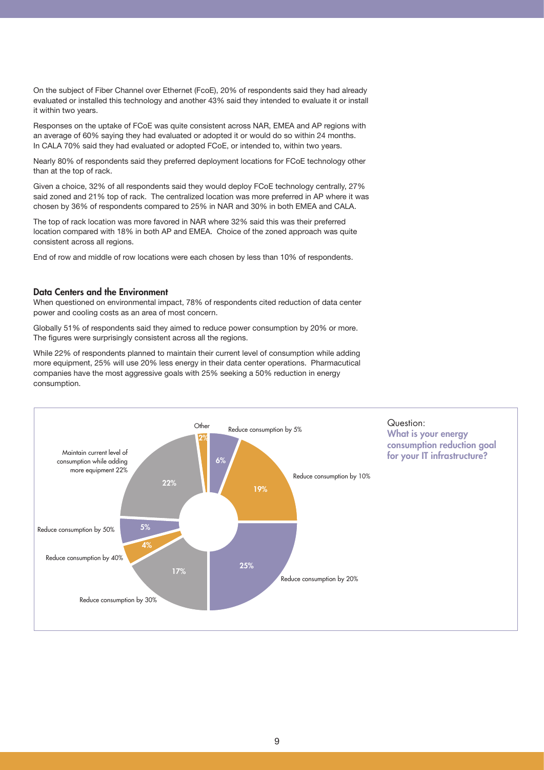On the subject of Fiber Channel over Ethernet (FcoE), 20% of respondents said they had already evaluated or installed this technology and another 43% said they intended to evaluate it or install it within two years.

Responses on the uptake of FCoE was quite consistent across NAR, EMEA and AP regions with an average of 60% saying they had evaluated or adopted it or would do so within 24 months. In CALA 70% said they had evaluated or adopted FCoE, or intended to, within two years.

Nearly 80% of respondents said they preferred deployment locations for FCoE technology other than at the top of rack.

Given a choice, 32% of all respondents said they would deploy FCoE technology centrally, 27% said zoned and 21% top of rack. The centralized location was more preferred in AP where it was chosen by 36% of respondents compared to 25% in NAR and 30% in both EMEA and CALA.

The top of rack location was more favored in NAR where 32% said this was their preferred location compared with 18% in both AP and EMEA. Choice of the zoned approach was quite consistent across all regions.

End of row and middle of row locations were each chosen by less than 10% of respondents.

### Data Centers and the Environment

When questioned on environmental impact, 78% of respondents cited reduction of data center power and cooling costs as an area of most concern.

Globally 51% of respondents said they aimed to reduce power consumption by 20% or more. The figures were surprisingly consistent across all the regions.

While 22% of respondents planned to maintain their current level of consumption while adding more equipment, 25% will use 20% less energy in their data center operations. Pharmacutical companies have the most aggressive goals with 25% seeking a 50% reduction in energy consumption.

Question:
**What is your energy consumption reduction goal for your IT infrastructure?**

| Response | % |
| --- | --- |
| Reduce consumption by 5% | 6% |
| Reduce consumption by 10% | 19% |
| Reduce consumption by 20% | 25% |
| Reduce consumption by 30% | 17% |
| Reduce consumption by 40% | 4% |
| Reduce consumption by 50% | 5% |
| Maintain current level of consumption while adding more equipment | 22% |
| Other | 2% |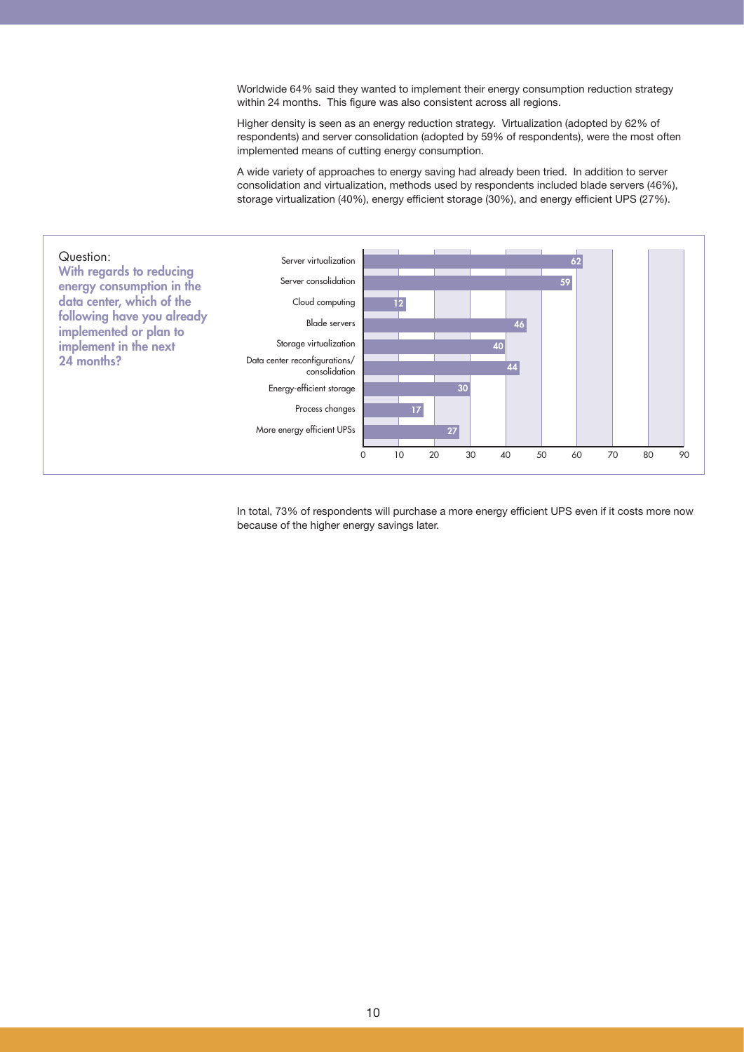Worldwide 64% said they wanted to implement their energy consumption reduction strategy within 24 months. This figure was also consistent across all regions.

Higher density is seen as an energy reduction strategy. Virtualization (adopted by 62% of respondents) and server consolidation (adopted by 59% of respondents), were the most often implemented means of cutting energy consumption.

A wide variety of approaches to energy saving had already been tried. In addition to server consolidation and virtualization, methods used by respondents included blade servers (46%), storage virtualization (40%), energy efficient storage (30%), and energy efficient UPS (27%).

Question:
**With regards to reducing energy consumption in the data center, which of the following have you already implemented or plan to implement in the next 24 months?**

| Approach | % |
|---|---|
| Server virtualization | 62 |
| Server consolidation | 59 |
| Cloud computing | 12 |
| Blade servers | 46 |
| Storage virtualization | 40 |
| Data center reconfigurations/ consolidation | 44 |
| Energy-efficient storage | 30 |
| Process changes | 17 |
| More energy efficient UPSs | 27 |

In total, 73% of respondents will purchase a more energy efficient UPS even if it costs more now because of the higher energy savings later.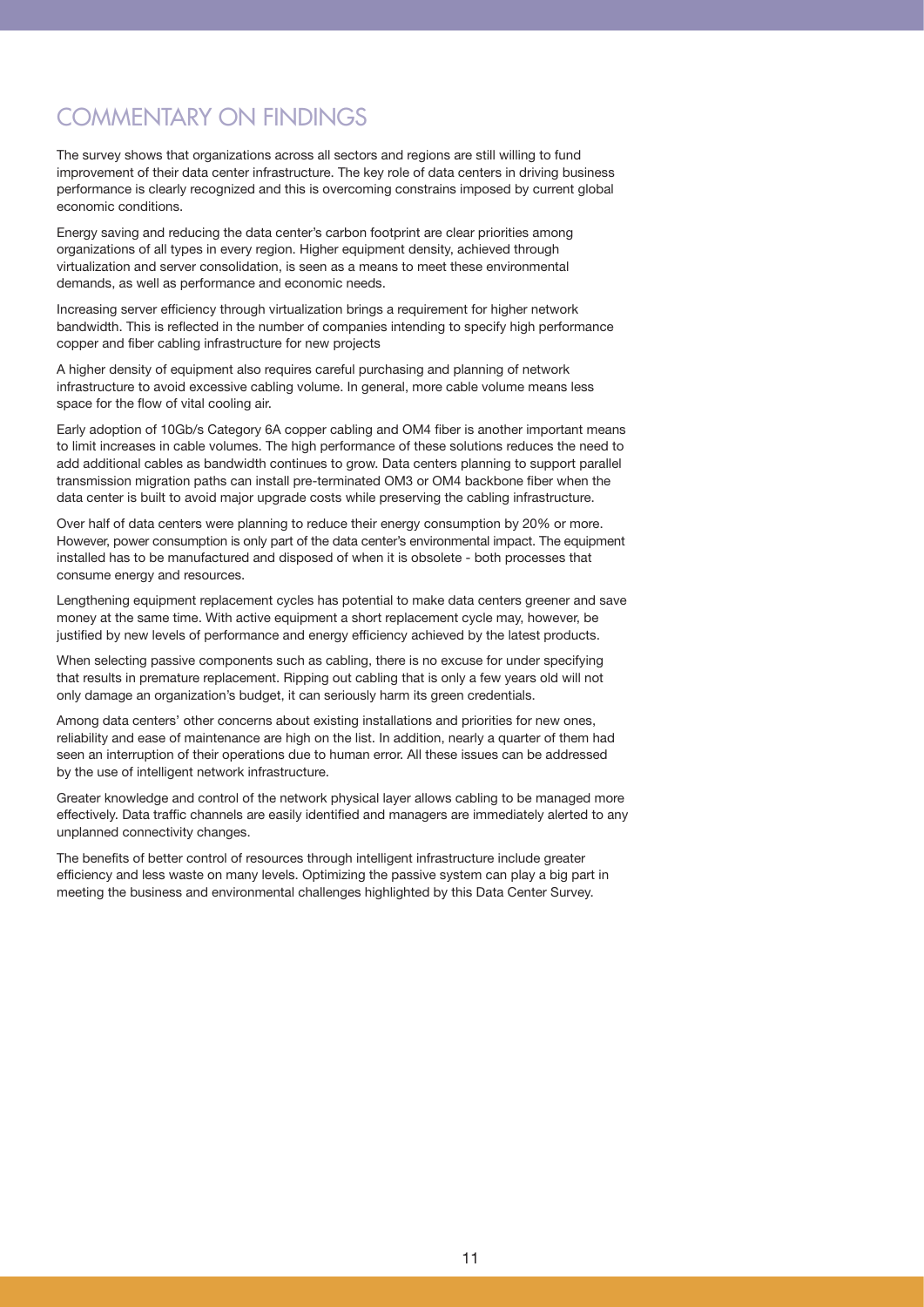# COMMENTARY ON FINDINGS

The survey shows that organizations across all sectors and regions are still willing to fund improvement of their data center infrastructure. The key role of data centers in driving business performance is clearly recognized and this is overcoming constrains imposed by current global economic conditions.

Energy saving and reducing the data center's carbon footprint are clear priorities among organizations of all types in every region. Higher equipment density, achieved through virtualization and server consolidation, is seen as a means to meet these environmental demands, as well as performance and economic needs.

Increasing server efficiency through virtualization brings a requirement for higher network bandwidth. This is reflected in the number of companies intending to specify high performance copper and fiber cabling infrastructure for new projects

A higher density of equipment also requires careful purchasing and planning of network infrastructure to avoid excessive cabling volume. In general, more cable volume means less space for the flow of vital cooling air.

Early adoption of 10Gb/s Category 6A copper cabling and OM4 fiber is another important means to limit increases in cable volumes. The high performance of these solutions reduces the need to add additional cables as bandwidth continues to grow. Data centers planning to support parallel transmission migration paths can install pre-terminated OM3 or OM4 backbone fiber when the data center is built to avoid major upgrade costs while preserving the cabling infrastructure.

Over half of data centers were planning to reduce their energy consumption by 20% or more. However, power consumption is only part of the data center's environmental impact. The equipment installed has to be manufactured and disposed of when it is obsolete - both processes that consume energy and resources.

Lengthening equipment replacement cycles has potential to make data centers greener and save money at the same time. With active equipment a short replacement cycle may, however, be justified by new levels of performance and energy efficiency achieved by the latest products.

When selecting passive components such as cabling, there is no excuse for under specifying that results in premature replacement. Ripping out cabling that is only a few years old will not only damage an organization's budget, it can seriously harm its green credentials.

Among data centers' other concerns about existing installations and priorities for new ones, reliability and ease of maintenance are high on the list. In addition, nearly a quarter of them had seen an interruption of their operations due to human error. All these issues can be addressed by the use of intelligent network infrastructure.

Greater knowledge and control of the network physical layer allows cabling to be managed more effectively. Data traffic channels are easily identified and managers are immediately alerted to any unplanned connectivity changes.

The benefits of better control of resources through intelligent infrastructure include greater efficiency and less waste on many levels. Optimizing the passive system can play a big part in meeting the business and environmental challenges highlighted by this Data Center Survey.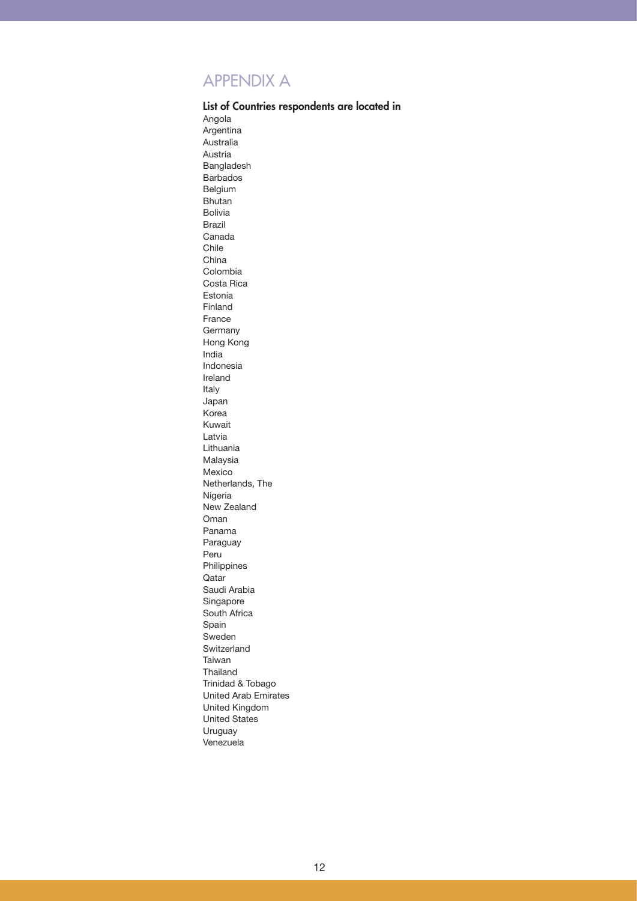# APPENDIX A

**List of Countries respondents are located in**

Angola
Argentina
Australia
Austria
Bangladesh
Barbados
Belgium
Bhutan
Bolivia
Brazil
Canada
Chile
China
Colombia
Costa Rica
Estonia
Finland
France
Germany
Hong Kong
India
Indonesia
Ireland
Italy
Japan
Korea
Kuwait
Latvia
Lithuania
Malaysia
Mexico
Netherlands, The
Nigeria
New Zealand
Oman
Panama
Paraguay
Peru
Philippines
Qatar
Saudi Arabia
Singapore
South Africa
Spain
Sweden
Switzerland
Taiwan
Thailand
Trinidad & Tobago
United Arab Emirates
United Kingdom
United States
Uruguay
Venezuela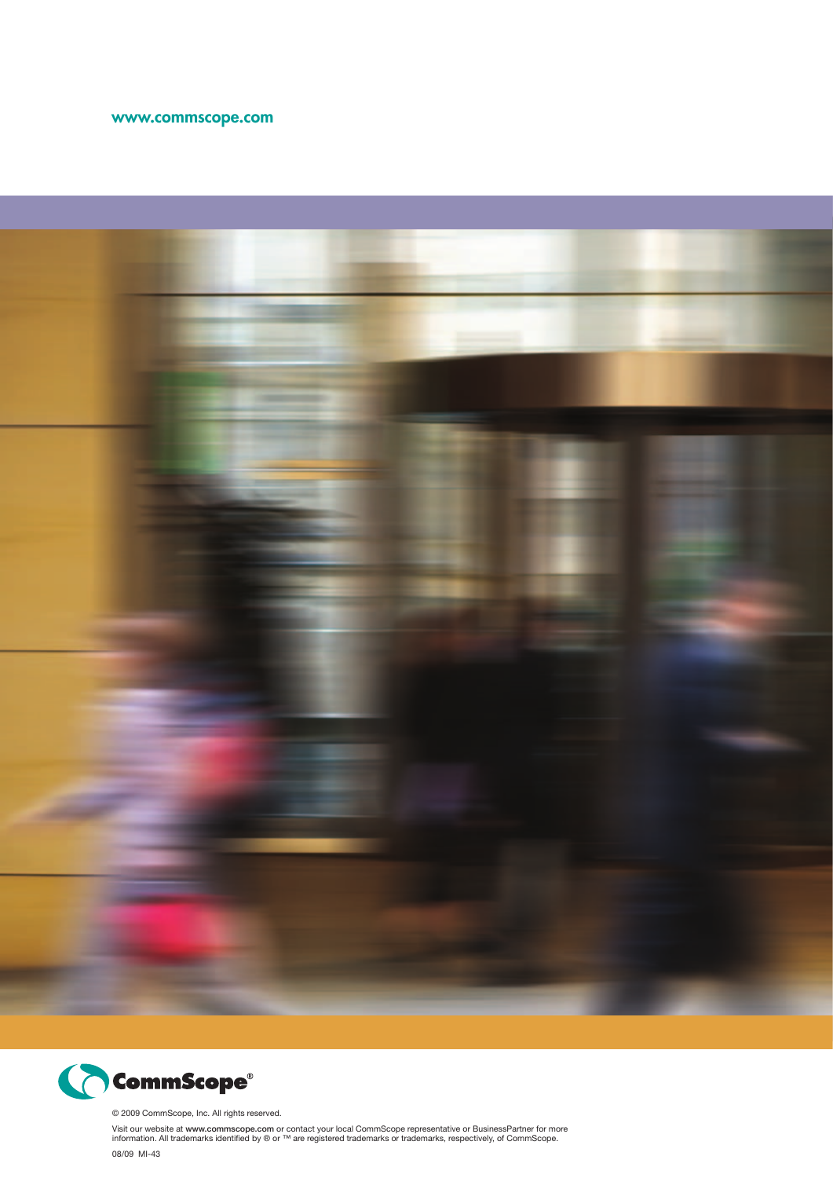www.commscope.com

CommScope®

© 2009 CommScope, Inc. All rights reserved.

Visit our website at www.commscope.com or contact your local CommScope representative or BusinessPartner for more information. All trademarks identified by ® or ™ are registered trademarks or trademarks, respectively, of CommScope.

08/09 MI-43